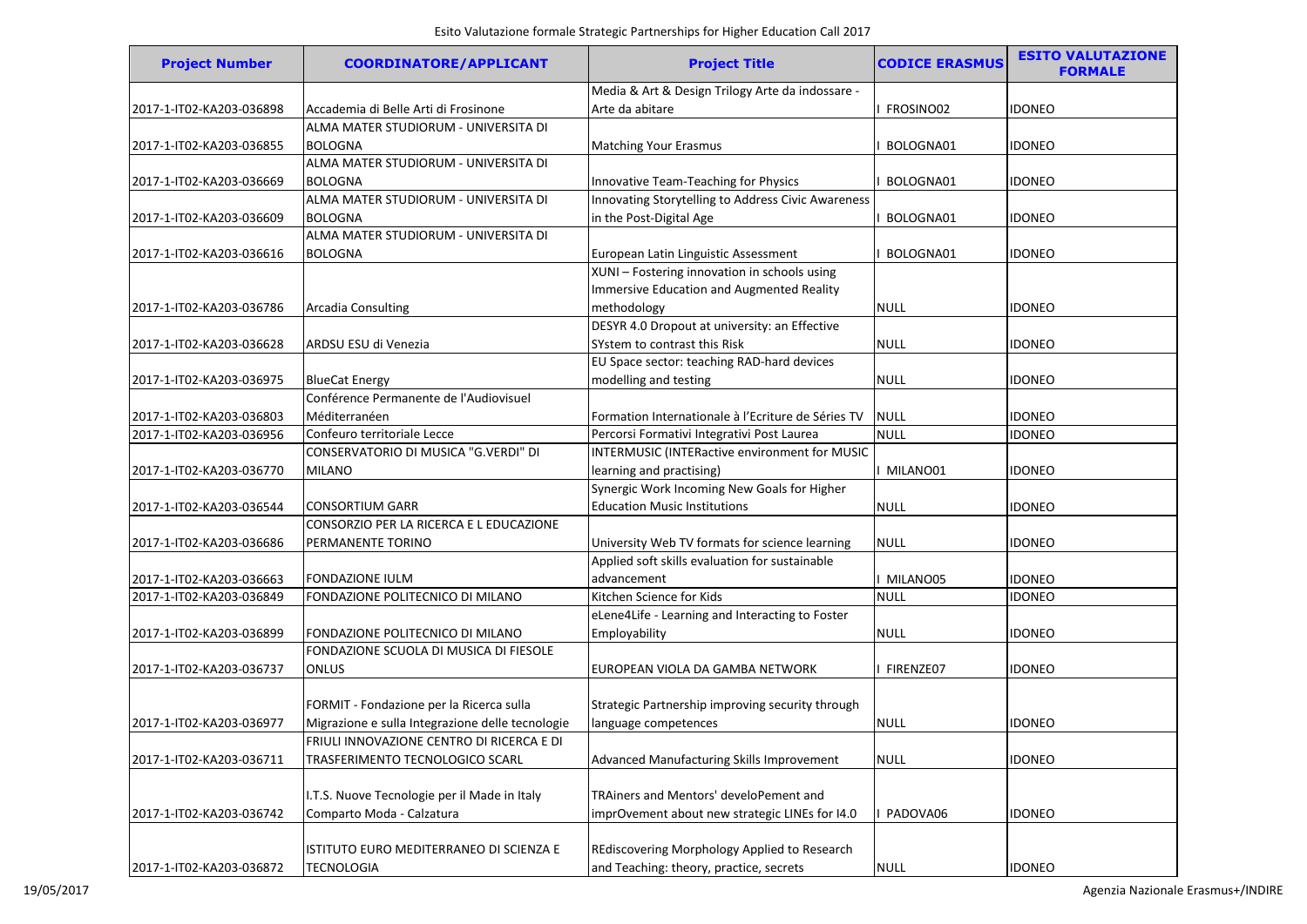Esito Valutazione formale Strategic Partnerships for Higher Education Call 2017

| Project Number | COORDINATORE/APPLICANT | Project Title | CODICE ERASMUS | ESITO VALUTAZIONE FORMALE |
|---|---|---|---|---|
| 2017-1-IT02-KA203-036898 | Accademia di Belle Arti di Frosinone | Media & Art & Design Trilogy Arte da indossare - Arte da abitare | I FROSINO02 | IDONEO |
| 2017-1-IT02-KA203-036855 | ALMA MATER STUDIORUM - UNIVERSITA DI BOLOGNA | Matching Your Erasmus | I BOLOGNA01 | IDONEO |
| 2017-1-IT02-KA203-036669 | ALMA MATER STUDIORUM - UNIVERSITA DI BOLOGNA | Innovative Team-Teaching for Physics | I BOLOGNA01 | IDONEO |
| 2017-1-IT02-KA203-036609 | ALMA MATER STUDIORUM - UNIVERSITA DI BOLOGNA | Innovating Storytelling to Address Civic Awareness in the Post-Digital Age | I BOLOGNA01 | IDONEO |
| 2017-1-IT02-KA203-036616 | ALMA MATER STUDIORUM - UNIVERSITA DI BOLOGNA | European Latin Linguistic Assessment | I BOLOGNA01 | IDONEO |
| 2017-1-IT02-KA203-036786 | Arcadia Consulting | XUNI – Fostering innovation in schools using Immersive Education and Augmented Reality methodology | NULL | IDONEO |
| 2017-1-IT02-KA203-036628 | ARDSU ESU di Venezia | DESYR 4.0 Dropout at university: an Effective SYstem to contrast this Risk | NULL | IDONEO |
| 2017-1-IT02-KA203-036975 | BlueCat Energy | EU Space sector: teaching RAD-hard devices modelling and testing | NULL | IDONEO |
| 2017-1-IT02-KA203-036803 | Conférence Permanente de l'Audiovisuel Méditerranéen | Formation Internationale à l'Ecriture de Séries TV | NULL | IDONEO |
| 2017-1-IT02-KA203-036956 | Confeuro territoriale Lecce | Percorsi Formativi Integrativi Post Laurea | NULL | IDONEO |
| 2017-1-IT02-KA203-036770 | CONSERVATORIO DI MUSICA "G.VERDI" DI MILANO | INTERMUSIC (INTERactive environment for MUSIC learning and practising) | I MILANO01 | IDONEO |
| 2017-1-IT02-KA203-036544 | CONSORTIUM GARR | Synergic Work Incoming New Goals for Higher Education Music Institutions | NULL | IDONEO |
| 2017-1-IT02-KA203-036686 | CONSORZIO PER LA RICERCA E L EDUCAZIONE PERMANENTE TORINO | University Web TV formats for science learning | NULL | IDONEO |
| 2017-1-IT02-KA203-036663 | FONDAZIONE IULM | Applied soft skills evaluation for sustainable advancement | I MILANO05 | IDONEO |
| 2017-1-IT02-KA203-036849 | FONDAZIONE POLITECNICO DI MILANO | Kitchen Science for Kids | NULL | IDONEO |
| 2017-1-IT02-KA203-036899 | FONDAZIONE POLITECNICO DI MILANO | eLene4Life - Learning and Interacting to Foster Employability | NULL | IDONEO |
| 2017-1-IT02-KA203-036737 | FONDAZIONE SCUOLA DI MUSICA DI FIESOLE ONLUS | EUROPEAN VIOLA DA GAMBA NETWORK | I FIRENZE07 | IDONEO |
| 2017-1-IT02-KA203-036977 | FORMIT - Fondazione per la Ricerca sulla Migrazione e sulla Integrazione delle tecnologie | Strategic Partnership improving security through language competences | NULL | IDONEO |
| 2017-1-IT02-KA203-036711 | FRIULI INNOVAZIONE CENTRO DI RICERCA E DI TRASFERIMENTO TECNOLOGICO SCARL | Advanced Manufacturing Skills Improvement | NULL | IDONEO |
| 2017-1-IT02-KA203-036742 | I.T.S. Nuove Tecnologie per il Made in Italy Comparto Moda - Calzatura | TRAiners and Mentors' develoPement and imprOvement about new strategic LINEs for I4.0 | I PADOVA06 | IDONEO |
| 2017-1-IT02-KA203-036872 | ISTITUTO EURO MEDITERRANEO DI SCIENZA E TECNOLOGIA | REdiscovering Morphology Applied to Research and Teaching: theory, practice, secrets | NULL | IDONEO |

19/05/2017 Agenzia Nazionale Erasmus+/INDIRE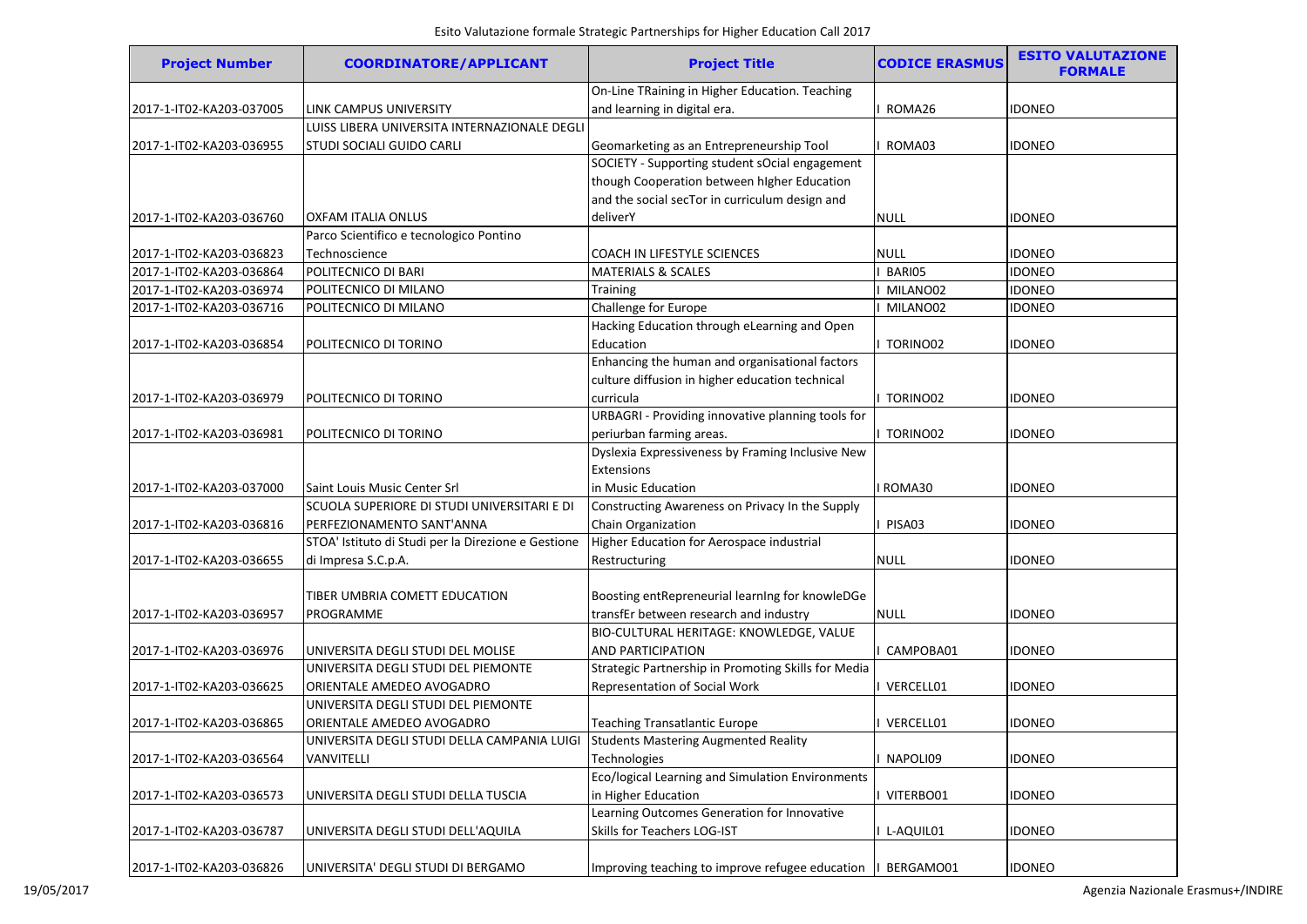Esito Valutazione formale Strategic Partnerships for Higher Education Call 2017

| Project Number | COORDINATORE/APPLICANT | Project Title | CODICE ERASMUS | ESITO VALUTAZIONE FORMALE |
|---|---|---|---|---|
| 2017-1-IT02-KA203-037005 | LINK CAMPUS UNIVERSITY | On-Line TRaining in Higher Education. Teaching and learning in digital era. | I ROMA26 | IDONEO |
| 2017-1-IT02-KA203-036955 | LUISS LIBERA UNIVERSITA INTERNAZIONALE DEGLI STUDI SOCIALI GUIDO CARLI | Geomarketing as an Entrepreneurship Tool | I ROMA03 | IDONEO |
| 2017-1-IT02-KA203-036760 | OXFAM ITALIA ONLUS | SOCIETY - Supporting student sOcial engagement though Cooperation between hIgher Education and the social secTor in curriculum design and deliverY | NULL | IDONEO |
| 2017-1-IT02-KA203-036823 | Parco Scientifico e tecnologico Pontino Technoscience | COACH IN LIFESTYLE SCIENCES | NULL | IDONEO |
| 2017-1-IT02-KA203-036864 | POLITECNICO DI BARI | MATERIALS & SCALES | I BARI05 | IDONEO |
| 2017-1-IT02-KA203-036974 | POLITECNICO DI MILANO | Training | I MILANO02 | IDONEO |
| 2017-1-IT02-KA203-036716 | POLITECNICO DI MILANO | Challenge for Europe | I MILANO02 | IDONEO |
| 2017-1-IT02-KA203-036854 | POLITECNICO DI TORINO | Hacking Education through eLearning and Open Education | I TORINO02 | IDONEO |
| 2017-1-IT02-KA203-036979 | POLITECNICO DI TORINO | Enhancing the human and organisational factors culture diffusion in higher education technical curricula | I TORINO02 | IDONEO |
| 2017-1-IT02-KA203-036981 | POLITECNICO DI TORINO | URBAGRI - Providing innovative planning tools for periurban farming areas. | I TORINO02 | IDONEO |
| 2017-1-IT02-KA203-037000 | Saint Louis Music Center Srl | Dyslexia Expressiveness by Framing Inclusive New Extensions in Music Education | I ROMA30 | IDONEO |
| 2017-1-IT02-KA203-036816 | SCUOLA SUPERIORE DI STUDI UNIVERSITARI E DI PERFEZIONAMENTO SANT'ANNA | Constructing Awareness on Privacy In the Supply Chain Organization | I PISA03 | IDONEO |
| 2017-1-IT02-KA203-036655 | STOA' Istituto di Studi per la Direzione e Gestione di Impresa S.C.p.A. | Higher Education for Aerospace industrial Restructuring | NULL | IDONEO |
| 2017-1-IT02-KA203-036957 | TIBER UMBRIA COMETT EDUCATION PROGRAMME | Boosting entRepreneurial learnIng for knowleDGe transfEr between research and industry | NULL | IDONEO |
| 2017-1-IT02-KA203-036976 | UNIVERSITA DEGLI STUDI DEL MOLISE | BIO-CULTURAL HERITAGE: KNOWLEDGE, VALUE AND PARTICIPATION | I CAMPOBA01 | IDONEO |
| 2017-1-IT02-KA203-036625 | UNIVERSITA DEGLI STUDI DEL PIEMONTE ORIENTALE AMEDEO AVOGADRO | Strategic Partnership in Promoting Skills for Media Representation of Social Work | I VERCELL01 | IDONEO |
| 2017-1-IT02-KA203-036865 | UNIVERSITA DEGLI STUDI DEL PIEMONTE ORIENTALE AMEDEO AVOGADRO | Teaching Transatlantic Europe | I VERCELL01 | IDONEO |
| 2017-1-IT02-KA203-036564 | UNIVERSITA DEGLI STUDI DELLA CAMPANIA LUIGI VANVITELLI | Students Mastering Augmented Reality Technologies | I NAPOLI09 | IDONEO |
| 2017-1-IT02-KA203-036573 | UNIVERSITA DEGLI STUDI DELLA TUSCIA | Eco/logical Learning and Simulation Environments in Higher Education | I VITERBO01 | IDONEO |
| 2017-1-IT02-KA203-036787 | UNIVERSITA DEGLI STUDI DELL'AQUILA | Learning Outcomes Generation for Innovative Skills for Teachers LOG-IST | I L-AQUIL01 | IDONEO |
| 2017-1-IT02-KA203-036826 | UNIVERSITA' DEGLI STUDI DI BERGAMO | Improving teaching to improve refugee education | I BERGAMO01 | IDONEO |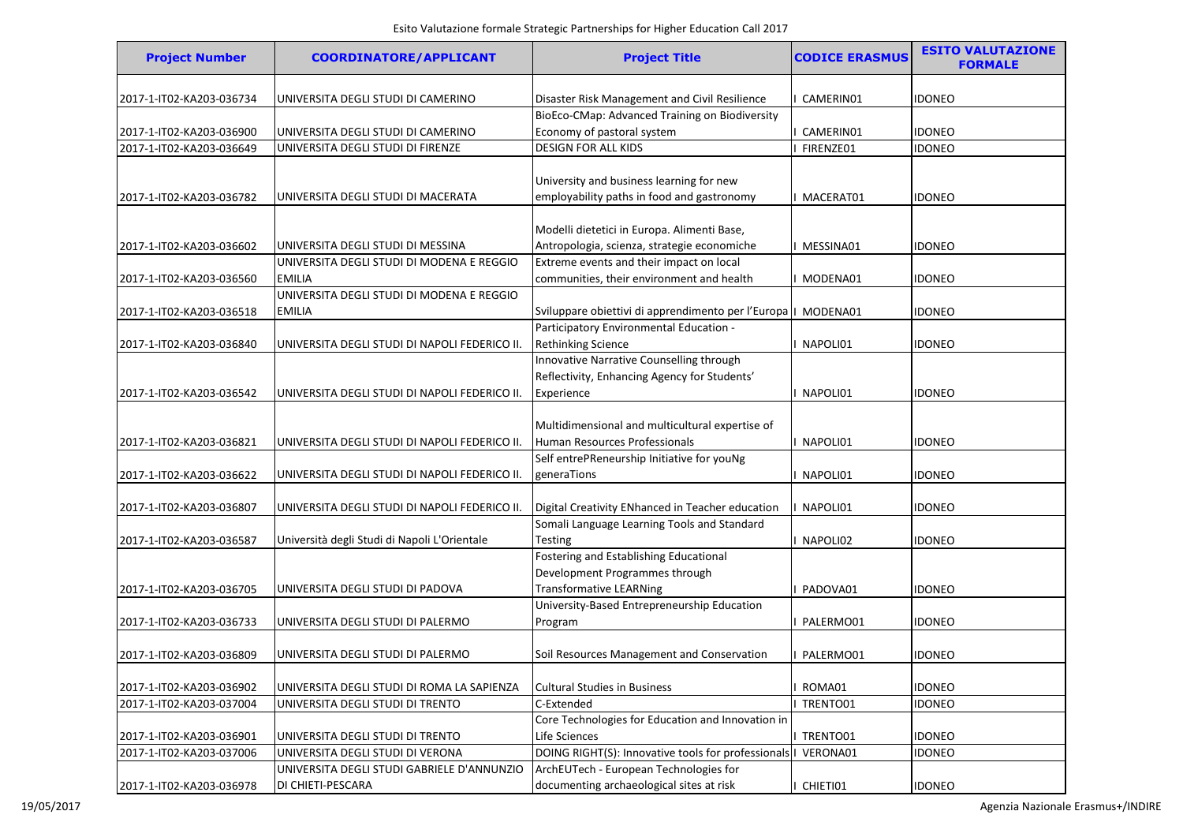Esito Valutazione formale Strategic Partnerships for Higher Education Call 2017

| Project Number | COORDINATORE/APPLICANT | Project Title | CODICE ERASMUS | ESITO VALUTAZIONE FORMALE |
|---|---|---|---|---|
| 2017-1-IT02-KA203-036734 | UNIVERSITA DEGLI STUDI DI CAMERINO | Disaster Risk Management and Civil Resilience | I CAMERIN01 | IDONEO |
| 2017-1-IT02-KA203-036900 | UNIVERSITA DEGLI STUDI DI CAMERINO | BioEco-CMap: Advanced Training on Biodiversity Economy of pastoral system | I CAMERIN01 | IDONEO |
| 2017-1-IT02-KA203-036649 | UNIVERSITA DEGLI STUDI DI FIRENZE | DESIGN FOR ALL KIDS | I FIRENZE01 | IDONEO |
| 2017-1-IT02-KA203-036782 | UNIVERSITA DEGLI STUDI DI MACERATA | University and business learning for new employability paths in food and gastronomy | I MACERAT01 | IDONEO |
| 2017-1-IT02-KA203-036602 | UNIVERSITA DEGLI STUDI DI MESSINA | Modelli dietetici in Europa. Alimenti Base, Antropologia, scienza, strategie economiche | I MESSINA01 | IDONEO |
| 2017-1-IT02-KA203-036560 | UNIVERSITA DEGLI STUDI DI MODENA E REGGIO EMILIA | Extreme events and their impact on local communities, their environment and health | I MODENA01 | IDONEO |
| 2017-1-IT02-KA203-036518 | UNIVERSITA DEGLI STUDI DI MODENA E REGGIO EMILIA | Sviluppare obiettivi di apprendimento per l'Europa | I MODENA01 | IDONEO |
| 2017-1-IT02-KA203-036840 | UNIVERSITA DEGLI STUDI DI NAPOLI FEDERICO II. | Participatory Environmental Education - Rethinking Science | I NAPOLI01 | IDONEO |
| 2017-1-IT02-KA203-036542 | UNIVERSITA DEGLI STUDI DI NAPOLI FEDERICO II. | Innovative Narrative Counselling through Reflectivity, Enhancing Agency for Students' Experience | I NAPOLI01 | IDONEO |
| 2017-1-IT02-KA203-036821 | UNIVERSITA DEGLI STUDI DI NAPOLI FEDERICO II. | Multidimensional and multicultural expertise of Human Resources Professionals | I NAPOLI01 | IDONEO |
| 2017-1-IT02-KA203-036622 | UNIVERSITA DEGLI STUDI DI NAPOLI FEDERICO II. | Self entrePReneurship Initiative for youNg generaTions | I NAPOLI01 | IDONEO |
| 2017-1-IT02-KA203-036807 | UNIVERSITA DEGLI STUDI DI NAPOLI FEDERICO II. | Digital Creativity ENhanced in Teacher education | I NAPOLI01 | IDONEO |
| 2017-1-IT02-KA203-036587 | Università degli Studi di Napoli L'Orientale | Somali Language Learning Tools and Standard Testing | I NAPOLI02 | IDONEO |
| 2017-1-IT02-KA203-036705 | UNIVERSITA DEGLI STUDI DI PADOVA | Fostering and Establishing Educational Development Programmes through Transformative LEARNing | I PADOVA01 | IDONEO |
| 2017-1-IT02-KA203-036733 | UNIVERSITA DEGLI STUDI DI PALERMO | University-Based Entrepreneurship Education Program | I PALERMO01 | IDONEO |
| 2017-1-IT02-KA203-036809 | UNIVERSITA DEGLI STUDI DI PALERMO | Soil Resources Management and Conservation | I PALERMO01 | IDONEO |
| 2017-1-IT02-KA203-036902 | UNIVERSITA DEGLI STUDI DI ROMA LA SAPIENZA | Cultural Studies in Business | I ROMA01 | IDONEO |
| 2017-1-IT02-KA203-037004 | UNIVERSITA DEGLI STUDI DI TRENTO | C-Extended | I TRENTO01 | IDONEO |
| 2017-1-IT02-KA203-036901 | UNIVERSITA DEGLI STUDI DI TRENTO | Core Technologies for Education and Innovation in Life Sciences | I TRENTO01 | IDONEO |
| 2017-1-IT02-KA203-037006 | UNIVERSITA DEGLI STUDI DI VERONA | DOING RIGHT(S): Innovative tools for professionals | I VERONA01 | IDONEO |
| 2017-1-IT02-KA203-036978 | UNIVERSITA DEGLI STUDI GABRIELE D'ANNUNZIO DI CHIETI-PESCARA | ArchEUTech - European Technologies for documenting archaeological sites at risk | I CHIETI01 | IDONEO |

19/05/2017 Agenzia Nazionale Erasmus+/INDIRE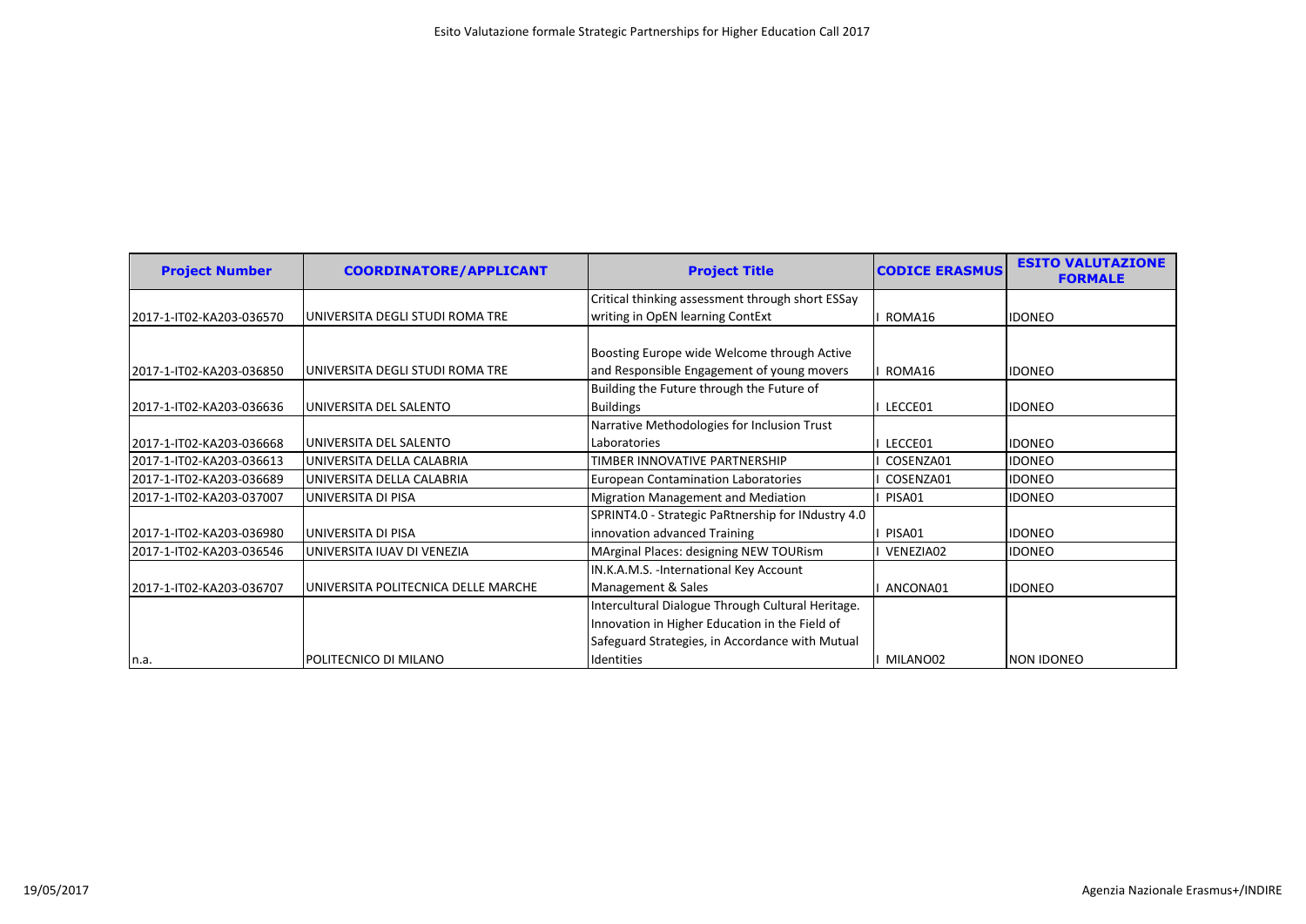| Project Number | COORDINATORE/APPLICANT | Project Title | CODICE ERASMUS | ESITO VALUTAZIONE FORMALE |
|---|---|---|---|---|
| 2017-1-IT02-KA203-036570 | UNIVERSITA DEGLI STUDI ROMA TRE | Critical thinking assessment through short ESSay writing in OpEN learning ContExt | I ROMA16 | IDONEO |
| 2017-1-IT02-KA203-036850 | UNIVERSITA DEGLI STUDI ROMA TRE | Boosting Europe wide Welcome through Active and Responsible Engagement of young movers | I ROMA16 | IDONEO |
| 2017-1-IT02-KA203-036636 | UNIVERSITA DEL SALENTO | Building the Future through the Future of Buildings | I LECCE01 | IDONEO |
| 2017-1-IT02-KA203-036668 | UNIVERSITA DEL SALENTO | Narrative Methodologies for Inclusion Trust Laboratories | I LECCE01 | IDONEO |
| 2017-1-IT02-KA203-036613 | UNIVERSITA DELLA CALABRIA | TIMBER INNOVATIVE PARTNERSHIP | I COSENZA01 | IDONEO |
| 2017-1-IT02-KA203-036689 | UNIVERSITA DELLA CALABRIA | European Contamination Laboratories | I COSENZA01 | IDONEO |
| 2017-1-IT02-KA203-037007 | UNIVERSITA DI PISA | Migration Management and Mediation | I PISA01 | IDONEO |
| 2017-1-IT02-KA203-036980 | UNIVERSITA DI PISA | SPRINT4.0 - Strategic PaRtnership for INdustry 4.0 innovation advanced Training | I PISA01 | IDONEO |
| 2017-1-IT02-KA203-036546 | UNIVERSITA IUAV DI VENEZIA | MArginal Places: designing NEW TOURism | I VENEZIA02 | IDONEO |
| 2017-1-IT02-KA203-036707 | UNIVERSITA POLITECNICA DELLE MARCHE | IN.K.A.M.S. -International Key Account Management & Sales | I ANCONA01 | IDONEO |
| n.a. | POLITECNICO DI MILANO | Intercultural Dialogue Through Cultural Heritage. Innovation in Higher Education in the Field of Safeguard Strategies, in Accordance with Mutual Identities | I MILANO02 | NON IDONEO |